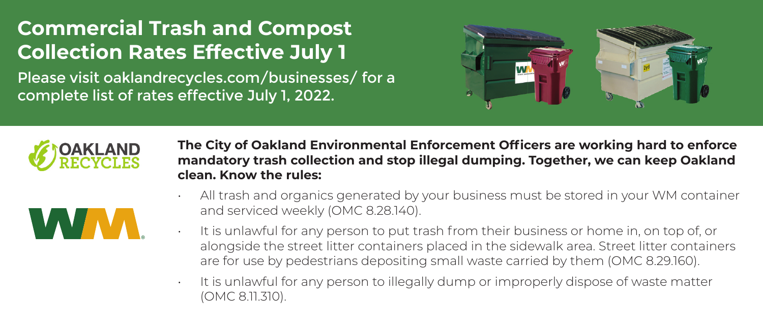# Commercial Trash and Compost Collection Rates Effective July 1

Please visit oaklandrecycles.com/businesses/ for a complete list of rates effective July 1, 2022.

**The City of Oakland Environmental Enforcement Officers are working hard to enforce mandatory trash collection and stop illegal dumping. Together, we can keep Oakland clean. Know the rules:**

- All trash and organics generated by your business must be stored in your WM container and serviced weekly (OMC 8.28.140).
- It is unlawful for any person to put trash from their business or home in, on top of, or alongside the street litter containers placed in the sidewalk area. Street litter containers are for use by pedestrians depositing small waste carried by them (OMC 8.29.160).
- It is unlawful for any person to illegally dump or improperly dispose of waste matter (OMC 8.11.310).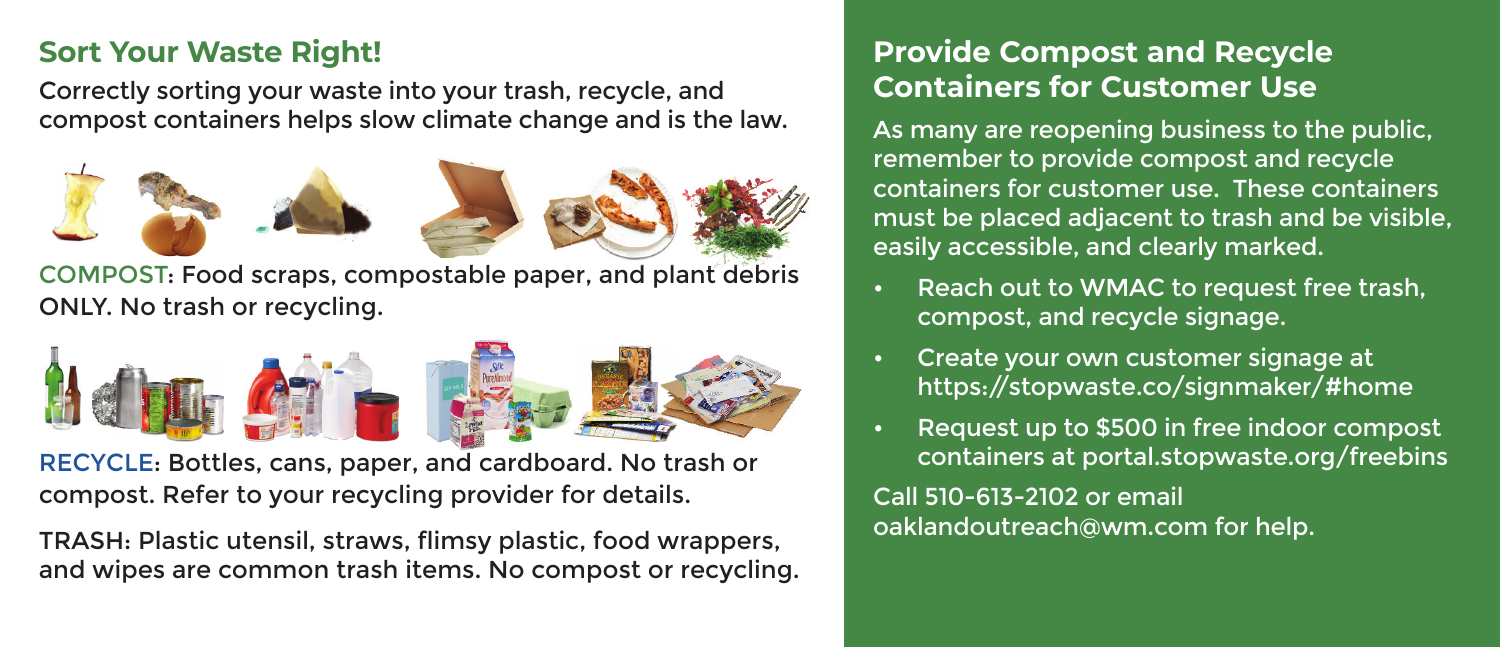## Sort Your Waste Right!

Correctly sorting your waste into your trash, recycle, and compost containers helps slow climate change and is the law.

COMPOST: Food scraps, compostable paper, and plant debris ONLY. No trash or recycling.

RECYCLE: Bottles, cans, paper, and cardboard. No trash or compost. Refer to your recycling provider for details.

TRASH: Plastic utensil, straws, flimsy plastic, food wrappers, and wipes are common trash items. No compost or recycling.

## Provide Compost and Recycle Containers for Customer Use

As many are reopening business to the public, remember to provide compost and recycle containers for customer use. These containers must be placed adjacent to trash and be visible, easily accessible, and clearly marked.

- Reach out to WMAC to request free trash, compost, and recycle signage.
- Create your own customer signage at https://stopwaste.co/signmaker/#home
- Request up to $500 in free indoor compost containers at portal.stopwaste.org/freebins

Call 510-613-2102 or email oaklandoutreach@wm.com for help.